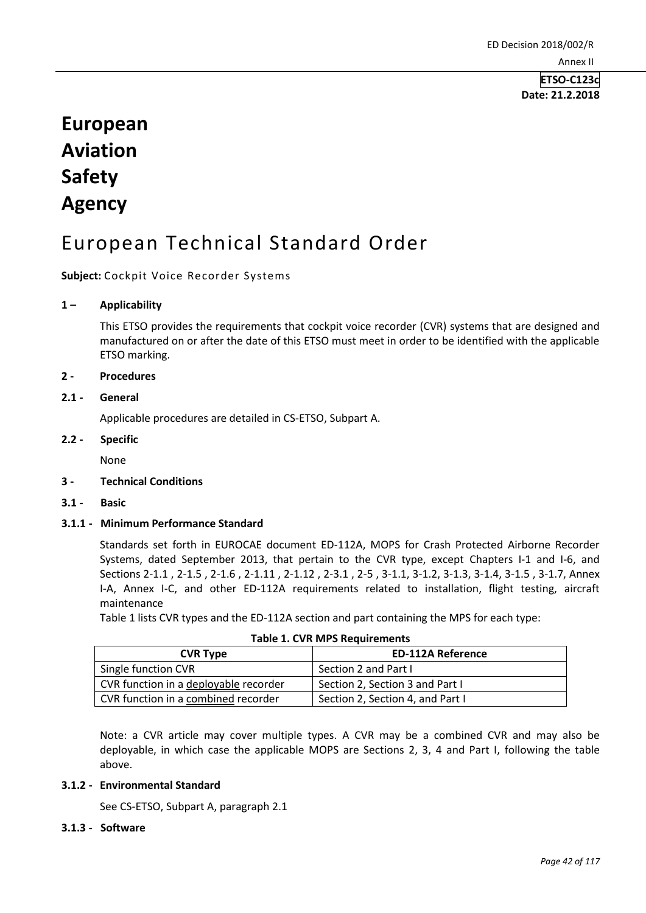**ETSO-C123c**
**Date: 21.2.2018**

# European Aviation Safety Agency

# European Technical Standard Order

**Subject:** Cockpit Voice Recorder Systems

## 1 – Applicability

This ETSO provides the requirements that cockpit voice recorder (CVR) systems that are designed and manufactured on or after the date of this ETSO must meet in order to be identified with the applicable ETSO marking.

## 2 - Procedures

### 2.1 - General

Applicable procedures are detailed in CS-ETSO, Subpart A.

### 2.2 - Specific

None

## 3 - Technical Conditions

### 3.1 - Basic

#### 3.1.1 - Minimum Performance Standard

Standards set forth in EUROCAE document ED-112A, MOPS for Crash Protected Airborne Recorder Systems, dated September 2013, that pertain to the CVR type, except Chapters I-1 and I-6, and Sections 2-1.1 , 2-1.5 , 2-1.6 , 2-1.11 , 2-1.12 , 2-3.1 , 2-5 , 3-1.1, 3-1.2, 3-1.3, 3-1.4, 3-1.5 , 3-1.7, Annex I-A, Annex I-C, and other ED-112A requirements related to installation, flight testing, aircraft maintenance

Table 1 lists CVR types and the ED-112A section and part containing the MPS for each type:

**Table 1. CVR MPS Requirements**

| CVR Type | ED-112A Reference |
|---|---|
| Single function CVR | Section 2 and Part I |
| CVR function in a deployable recorder | Section 2, Section 3 and Part I |
| CVR function in a combined recorder | Section 2, Section 4, and Part I |

Note: a CVR article may cover multiple types. A CVR may be a combined CVR and may also be deployable, in which case the applicable MOPS are Sections 2, 3, 4 and Part I, following the table above.

#### 3.1.2 - Environmental Standard

See CS-ETSO, Subpart A, paragraph 2.1

#### 3.1.3 - Software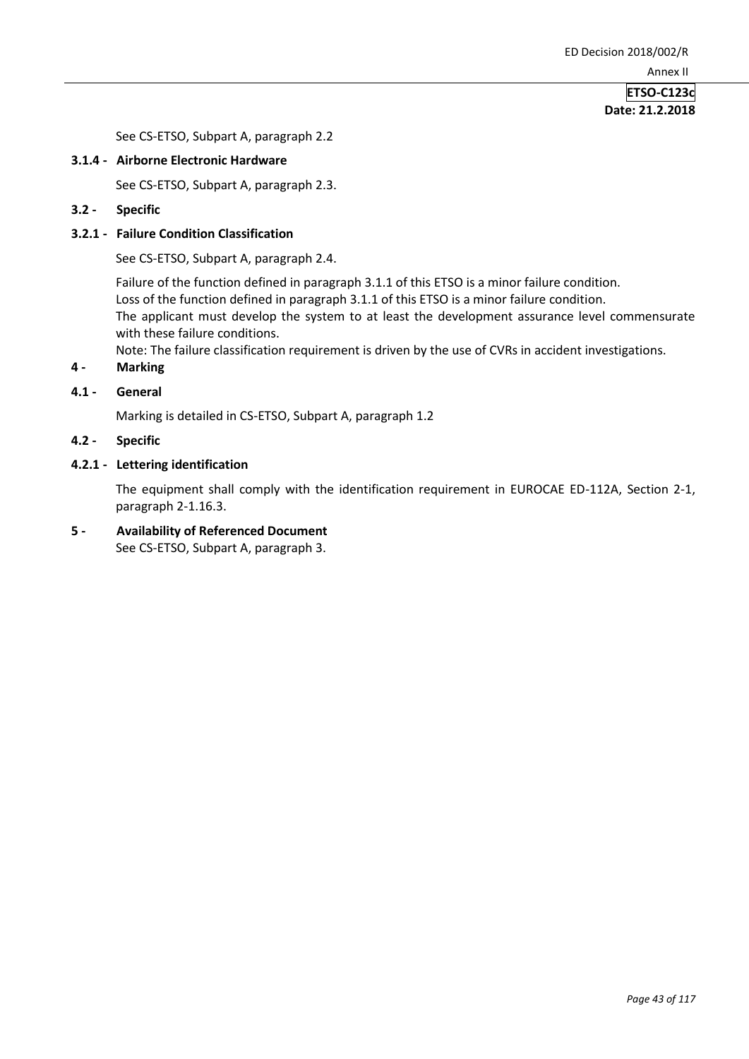See CS-ETSO, Subpart A, paragraph 2.2

### 3.1.4 - Airborne Electronic Hardware

See CS-ETSO, Subpart A, paragraph 2.3.

## 3.2 - Specific

### 3.2.1 - Failure Condition Classification

See CS-ETSO, Subpart A, paragraph 2.4.

Failure of the function defined in paragraph 3.1.1 of this ETSO is a minor failure condition.
Loss of the function defined in paragraph 3.1.1 of this ETSO is a minor failure condition.
The applicant must develop the system to at least the development assurance level commensurate with these failure conditions.
Note: The failure classification requirement is driven by the use of CVRs in accident investigations.

# 4 - Marking

## 4.1 - General

Marking is detailed in CS-ETSO, Subpart A, paragraph 1.2

## 4.2 - Specific

### 4.2.1 - Lettering identification

The equipment shall comply with the identification requirement in EUROCAE ED-112A, Section 2-1, paragraph 2-1.16.3.

# 5 - Availability of Referenced Document

See CS-ETSO, Subpart A, paragraph 3.